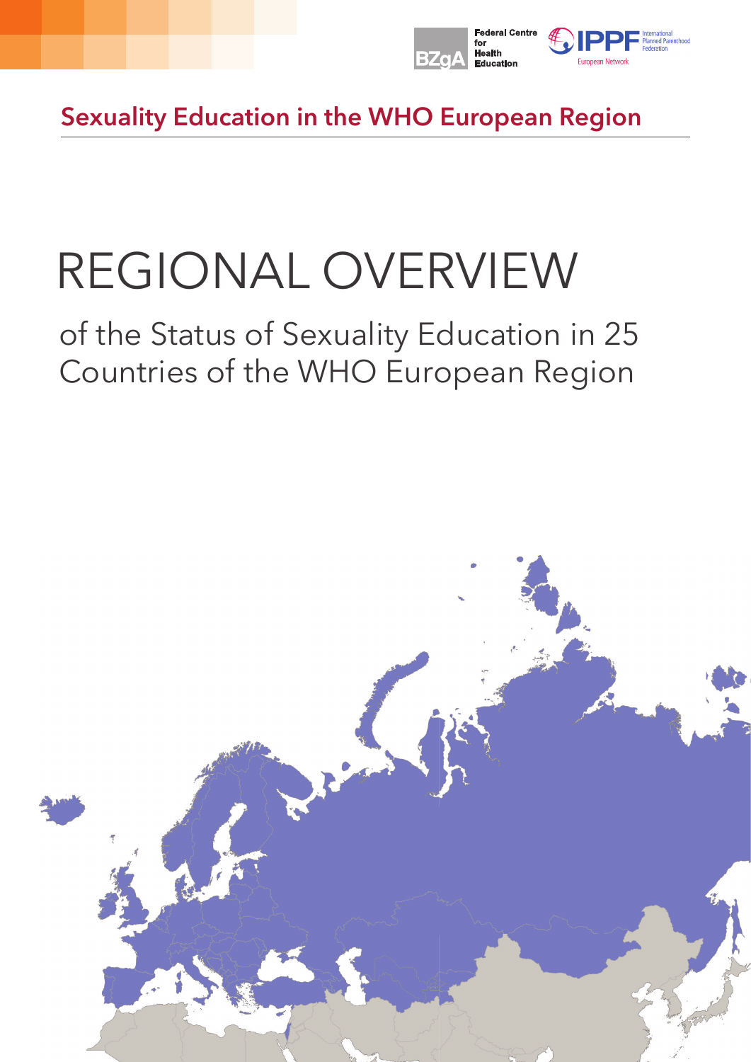Federal Centre for Health Education

BZgA

IPPF International Planned Parenthood Federation

European Network

Sexuality Education in the WHO European Region

# REGIONAL OVERVIEW

## of the Status of Sexuality Education in 25 Countries of the WHO European Region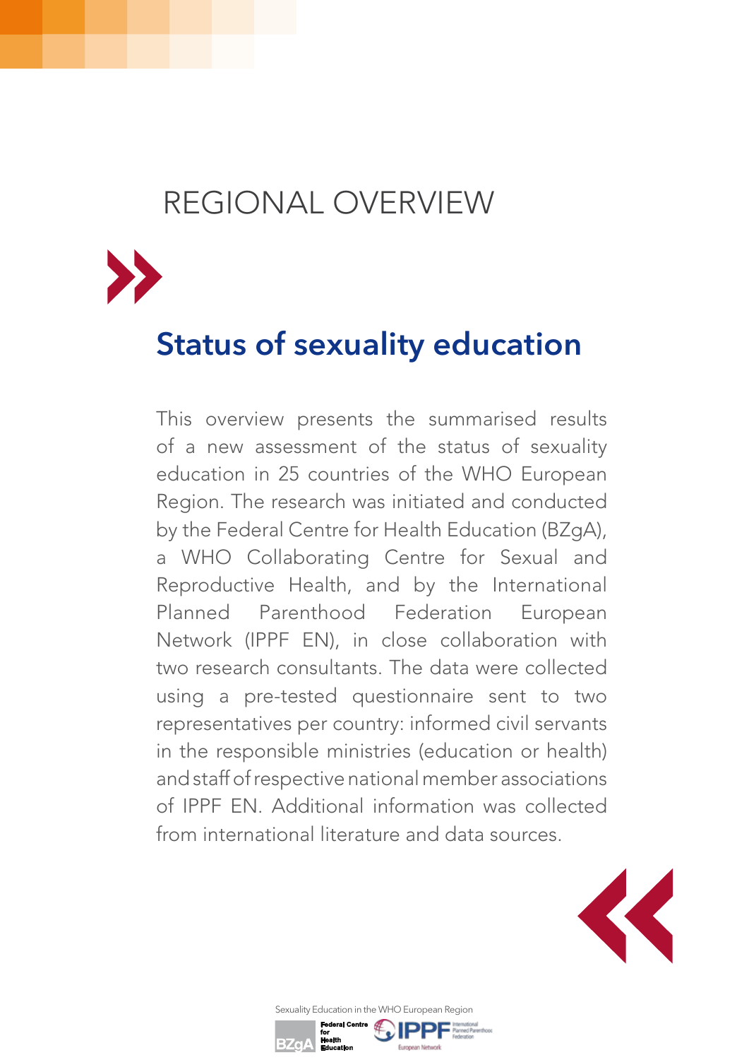# REGIONAL OVERVIEW

## Status of sexuality education

This overview presents the summarised results of a new assessment of the status of sexuality education in 25 countries of the WHO European Region. The research was initiated and conducted by the Federal Centre for Health Education (BZgA), a WHO Collaborating Centre for Sexual and Reproductive Health, and by the International Planned Parenthood Federation European Network (IPPF EN), in close collaboration with two research consultants. The data were collected using a pre-tested questionnaire sent to two representatives per country: informed civil servants in the responsible ministries (education or health) and staff of respective national member associations of IPPF EN. Additional information was collected from international literature and data sources.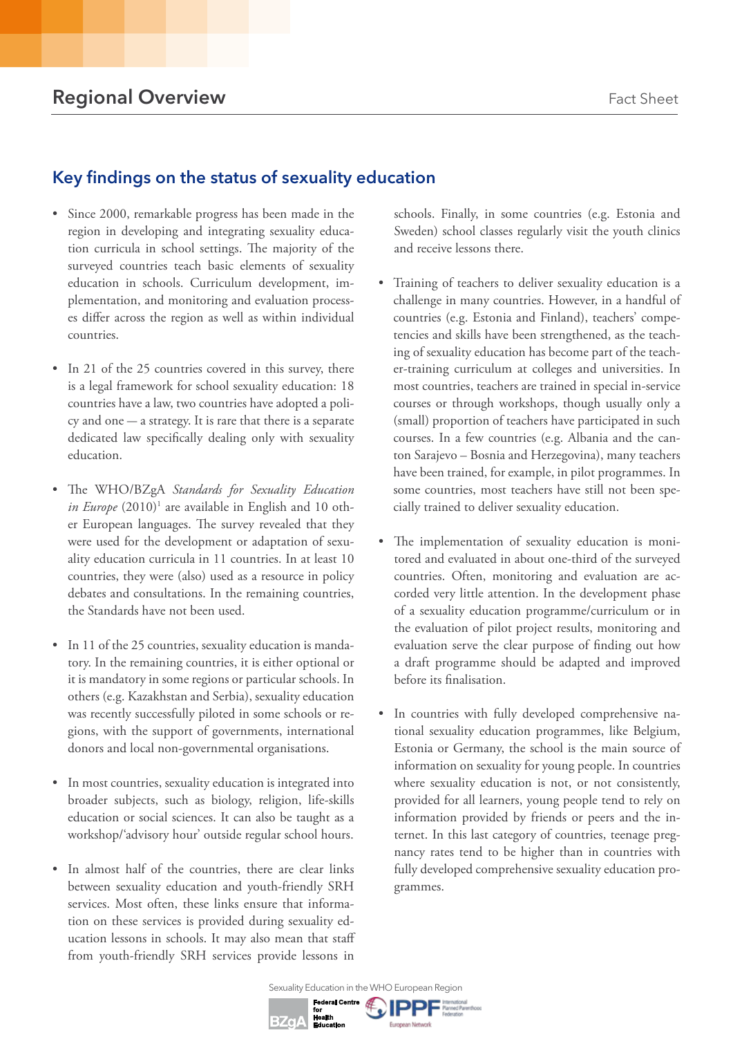## Key findings on the status of sexuality education

- Since 2000, remarkable progress has been made in the region in developing and integrating sexuality education curricula in school settings. The majority of the surveyed countries teach basic elements of sexuality education in schools. Curriculum development, implementation, and monitoring and evaluation processes differ across the region as well as within individual countries.

- In 21 of the 25 countries covered in this survey, there is a legal framework for school sexuality education: 18 countries have a law, two countries have adopted a policy and one — a strategy. It is rare that there is a separate dedicated law specifically dealing only with sexuality education.

- The WHO/BZgA *Standards for Sexuality Education in Europe* (2010)[1] are available in English and 10 other European languages. The survey revealed that they were used for the development or adaptation of sexuality education curricula in 11 countries. In at least 10 countries, they were (also) used as a resource in policy debates and consultations. In the remaining countries, the Standards have not been used.

- In 11 of the 25 countries, sexuality education is mandatory. In the remaining countries, it is either optional or it is mandatory in some regions or particular schools. In others (e.g. Kazakhstan and Serbia), sexuality education was recently successfully piloted in some schools or regions, with the support of governments, international donors and local non-governmental organisations.

- In most countries, sexuality education is integrated into broader subjects, such as biology, religion, life-skills education or social sciences. It can also be taught as a workshop/'advisory hour' outside regular school hours.

- In almost half of the countries, there are clear links between sexuality education and youth-friendly SRH services. Most often, these links ensure that information on these services is provided during sexuality education lessons in schools. It may also mean that staff from youth-friendly SRH services provide lessons in schools. Finally, in some countries (e.g. Estonia and Sweden) school classes regularly visit the youth clinics and receive lessons there.

- Training of teachers to deliver sexuality education is a challenge in many countries. However, in a handful of countries (e.g. Estonia and Finland), teachers' competencies and skills have been strengthened, as the teaching of sexuality education has become part of the teacher-training curriculum at colleges and universities. In most countries, teachers are trained in special in-service courses or through workshops, though usually only a (small) proportion of teachers have participated in such courses. In a few countries (e.g. Albania and the canton Sarajevo – Bosnia and Herzegovina), many teachers have been trained, for example, in pilot programmes. In some countries, most teachers have still not been specially trained to deliver sexuality education.

- The implementation of sexuality education is monitored and evaluated in about one-third of the surveyed countries. Often, monitoring and evaluation are accorded very little attention. In the development phase of a sexuality education programme/curriculum or in the evaluation of pilot project results, monitoring and evaluation serve the clear purpose of finding out how a draft programme should be adapted and improved before its finalisation.

- In countries with fully developed comprehensive national sexuality education programmes, like Belgium, Estonia or Germany, the school is the main source of information on sexuality for young people. In countries where sexuality education is not, or not consistently, provided for all learners, young people tend to rely on information provided by friends or peers and the internet. In this last category of countries, teenage pregnancy rates tend to be higher than in countries with fully developed comprehensive sexuality education programmes.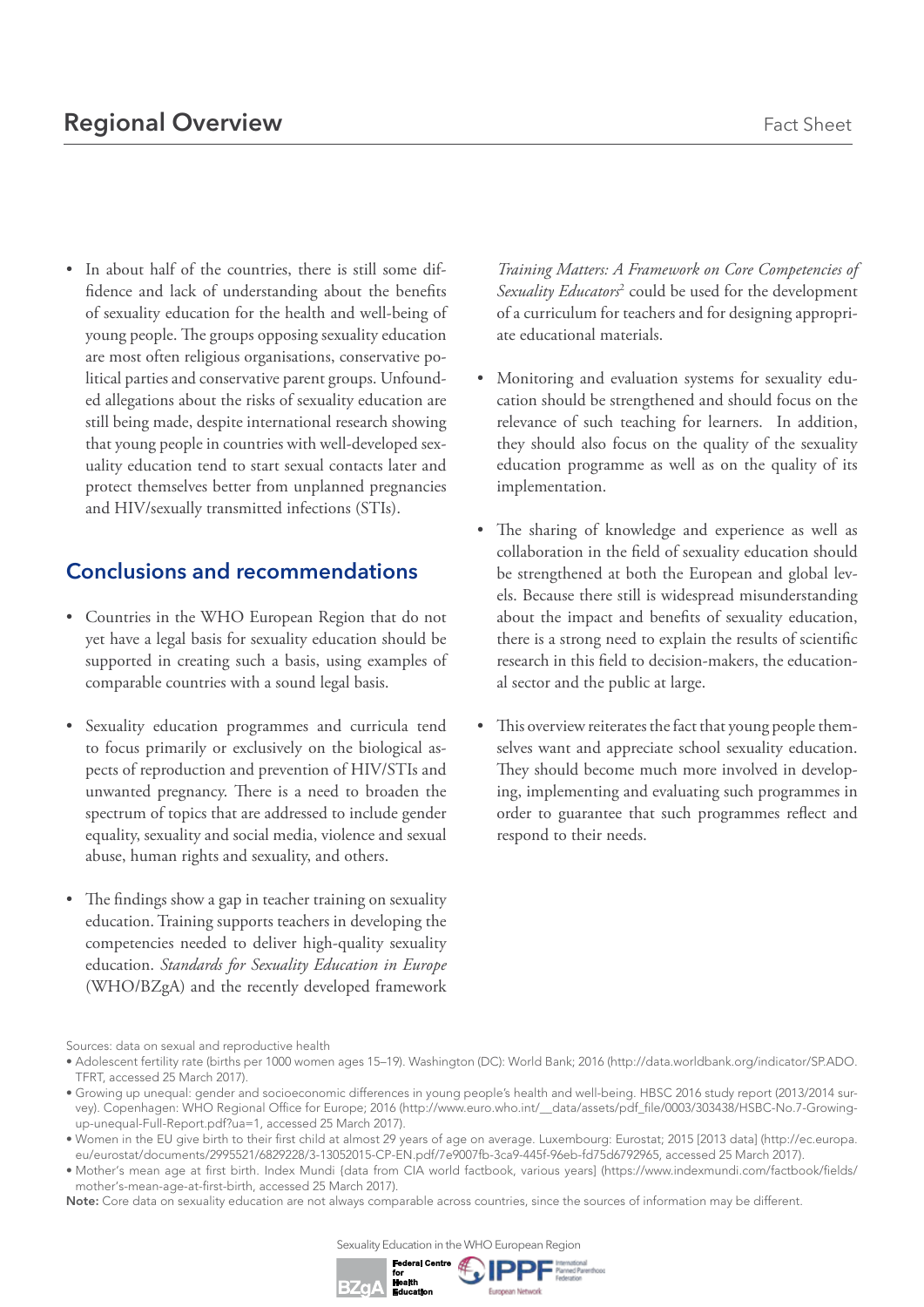- In about half of the countries, there is still some diffidence and lack of understanding about the benefits of sexuality education for the health and well-being of young people. The groups opposing sexuality education are most often religious organisations, conservative political parties and conservative parent groups. Unfounded allegations about the risks of sexuality education are still being made, despite international research showing that young people in countries with well-developed sexuality education tend to start sexual contacts later and protect themselves better from unplanned pregnancies and HIV/sexually transmitted infections (STIs).

## Conclusions and recommendations

- Countries in the WHO European Region that do not yet have a legal basis for sexuality education should be supported in creating such a basis, using examples of comparable countries with a sound legal basis.
- Sexuality education programmes and curricula tend to focus primarily or exclusively on the biological aspects of reproduction and prevention of HIV/STIs and unwanted pregnancy. There is a need to broaden the spectrum of topics that are addressed to include gender equality, sexuality and social media, violence and sexual abuse, human rights and sexuality, and others.
- The findings show a gap in teacher training on sexuality education. Training supports teachers in developing the competencies needed to deliver high-quality sexuality education. *Standards for Sexuality Education in Europe* (WHO/BZgA) and the recently developed framework *Training Matters: A Framework on Core Competencies of Sexuality Educators*[2] could be used for the development of a curriculum for teachers and for designing appropriate educational materials.
- Monitoring and evaluation systems for sexuality education should be strengthened and should focus on the relevance of such teaching for learners. In addition, they should also focus on the quality of the sexuality education programme as well as on the quality of its implementation.
- The sharing of knowledge and experience as well as collaboration in the field of sexuality education should be strengthened at both the European and global levels. Because there still is widespread misunderstanding about the impact and benefits of sexuality education, there is a strong need to explain the results of scientific research in this field to decision-makers, the educational sector and the public at large.
- This overview reiterates the fact that young people themselves want and appreciate school sexuality education. They should become much more involved in developing, implementing and evaluating such programmes in order to guarantee that such programmes reflect and respond to their needs.

Sources: data on sexual and reproductive health

- Adolescent fertility rate (births per 1000 women ages 15–19). Washington (DC): World Bank; 2016 (http://data.worldbank.org/indicator/SP.ADO.TFRT, accessed 25 March 2017).
- Growing up unequal: gender and socioeconomic differences in young people's health and well-being. HBSC 2016 study report (2013/2014 survey). Copenhagen: WHO Regional Office for Europe; 2016 (http://www.euro.who.int/__data/assets/pdf_file/0003/303438/HSBC-No.7-Growing-up-unequal-Full-Report.pdf?ua=1, accessed 25 March 2017).
- Women in the EU give birth to their first child at almost 29 years of age on average. Luxembourg: Eurostat; 2015 [2013 data] (http://ec.europa.eu/eurostat/documents/2995521/6829228/3-13052015-CP-EN.pdf/7e9007fb-3ca9-445f-96eb-fd75d6792965, accessed 25 March 2017).
- Mother's mean age at first birth. Index Mundi {data from CIA world factbook, various years] (https://www.indexmundi.com/factbook/fields/mother's-mean-age-at-first-birth, accessed 25 March 2017).

**Note:** Core data on sexuality education are not always comparable across countries, since the sources of information may be different.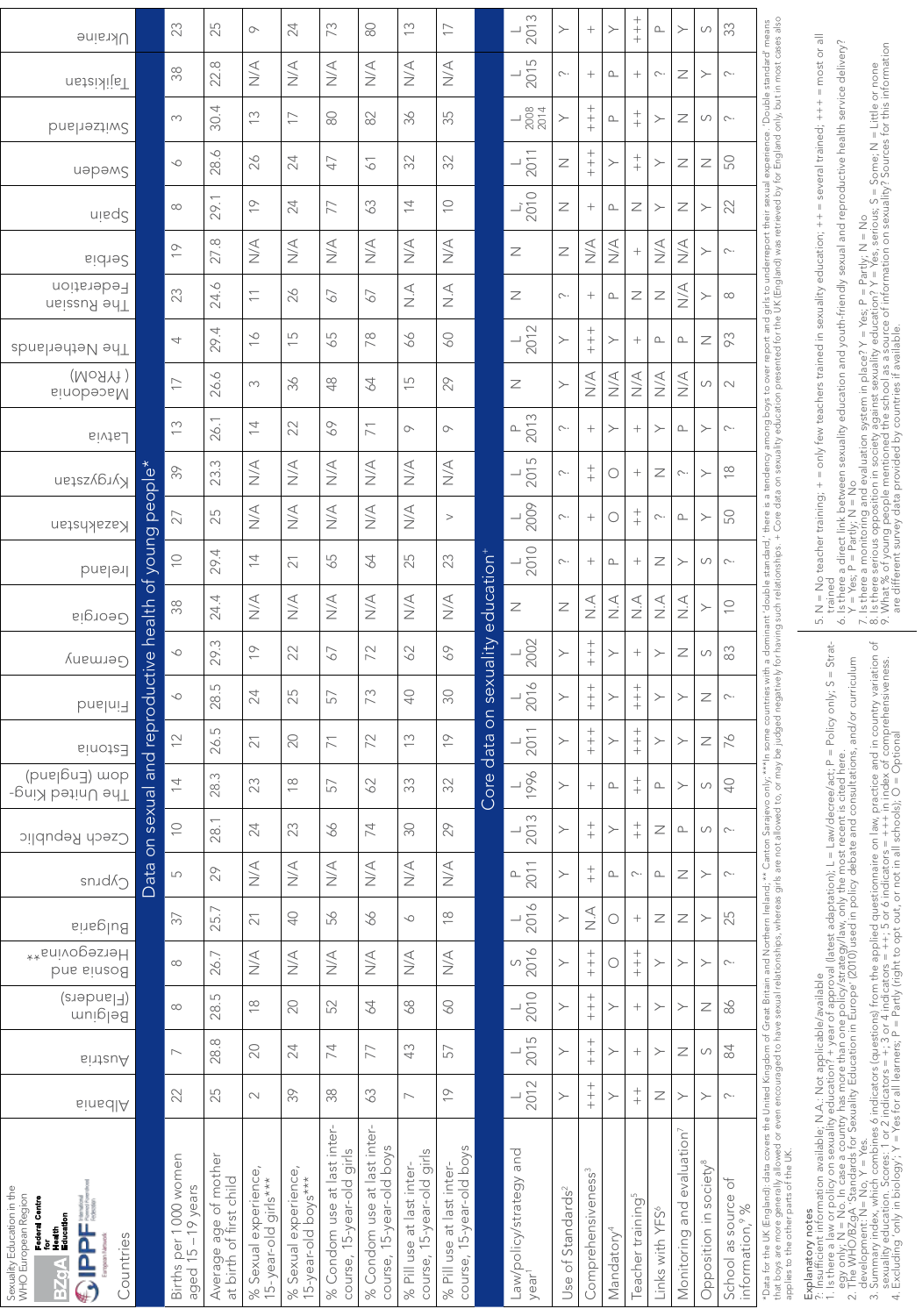Sexuality Education in the WHO European Region

BZgA Federal Centre for Health Education · IPPF European Network

| Countries | Albania | Austria | Belgium (Flanders) | Bosnia and Herzegovina** | Bulgaria | Cyprus | Czech Republic | The United Kingdom (England) | Estonia | Finland | Germany | Georgia | Ireland | Kazakhstan | Kyrgyzstan | Latvia | Macedonia (FYROM) | The Netherlands | The Russian Federation | Serbia | Spain | Sweden | Switzerland | Tajikistan | Ukraine |
|---|---|---|---|---|---|---|---|---|---|---|---|---|---|---|---|---|---|---|---|---|---|---|---|---|---|
| **Data on sexual and reproductive health of young people*** | | | | | | | | | | | | | | | | | | | | | | | | | |
| Births per 1000 women aged 15 –19 years | 22 | 7 | 8 | 8 | 37 | 5 | 10 | 14 | 12 | 6 | 6 | 38 | 10 | 27 | 39 | 13 | 17 | 4 | 23 | 19 | 8 | 6 | 3 | 38 | 23 |
| Average age of mother at birth of first child | 25 | 28.8 | 28.5 | 26.7 | 25.7 | 29 | 28.1 | 28.3 | 26.5 | 28.5 | 29.3 | 24.4 | 29.4 | 25 | 23.3 | 26.1 | 26.6 | 29.4 | 24.6 | 27.8 | 29.1 | 28.6 | 30.4 | 22.8 | 25 |
| % Sexual experience, 15-year-old girls*** | 2 | 20 | 18 | N/A | 21 | N/A | 24 | 23 | 21 | 24 | 19 | N/A | 14 | N/A | N/A | 14 | 3 | 16 | 11 | N/A | 19 | 26 | 13 | N/A | 9 |
| % Sexual experience, 15-year-old boys*** | 39 | 24 | 20 | N/A | 40 | N/A | 23 | 18 | 20 | 25 | 22 | N/A | 21 | N/A | N/A | 22 | 36 | 15 | 26 | N/A | 24 | 24 | 17 | N/A | 24 |
| % Condom use at last intercourse, 15-year-old girls | 38 | 74 | 52 | N/A | 56 | N/A | 66 | 57 | 71 | 57 | 67 | N/A | 65 | N/A | N/A | 69 | 48 | 65 | 67 | N/A | 77 | 47 | 80 | N/A | 73 |
| % Condom use at last intercourse, 15-year-old boys | 63 | 77 | 64 | N/A | 66 | N/A | 74 | 62 | 72 | 73 | 72 | N/A | 64 | N/A | N/A | 71 | 64 | 78 | 67 | N/A | 63 | 61 | 82 | N/A | 80 |
| % Pill use at last intercourse, 15-year-old girls | 7 | 43 | 68 | N/A | 6 | N/A | 30 | 33 | 13 | 40 | 62 | N/A | 25 | N/A | N/A | 9 | 15 | 66 | N.A | N/A | 14 | 32 | 36 | N/A | 13 |
| % Pill use at last intercourse, 15-year-old boys | 19 | 57 | 60 | N/A | 18 | N/A | 29 | 32 | 19 | 30 | 69 | N/A | 23 | V | N/A | 9 | 29 | 60 | N.A | N/A | 10 | 32 | 35 | N/A | 17 |
| **Core data on sexuality education**+ | | | | | | | | | | | | | | | | | | | | | | | | | |
| Law/policy/strategy and year[1] | L 2012 | L 2015 | L 2010 | S 2016 | L 2016 | P 2011 | L 2013 | L 1996 | L 2011 | L 2016 | L 2002 | N | L 2010 | L 2009 | L 2015 | P 2013 | N | L 2012 | N | N | L, 2010 | L 2011 | L 2008 2014 | L 2015 | L 2013 |
| Use of Standards[2] | Y | Y | Y | Y | Y | Y | Y | Y | Y | Y | Y | N | ? | ? | ? | ? | Y | Y | ? | N | N | N | Y | ? | Y |
| Comprehensiveness[3] | +++ | +++ | +++ | +++ | N.A | ++ | ++ | + | +++ | +++ | +++ | N.A | + | + | ++ | + | N/A | +++ | + | N/A | + | +++ | +++ | + | + |
| Mandatory[4] | Y | Y | Y | O | O | P | Y | P | Y | Y | Y | N.A | P | O | O | Y | N/A | Y | P | N/A | P | Y | P | P | Y |
| Teacher training[5] | ++ | + | + | +++ | + | ? | ++ | ++ | +++ | +++ | + | N.A | + | ++ | + | + | N/A | + | N | + | N | ++ | ++ | + | +++ |
| Links with YFS[6] | N | Y | Y | Y | N | P | N | P | Y | Y | Y | N.A | N | ? | N | Y | N/A | P | N | N/A | Y | Y | Y | ? | P |
| Monitoring and evaluation[7] | Y | N | Y | Y | N | N | P | Y | Y | Y | N | N.A | Y | P | ? | P | N/A | P | N/A | N/A | N | N | N | N | Y |
| Opposition in society[8] | Y | S | N | Y | Y | Y | S | S | N | N | S | Y | S | Y | Y | Y | S | N | Y | Y | Y | N | S | Y | S |
| School as source of information,[9] % | ? | 84 | 86 | ? | 25 | ? | ? | 40 | 76 | ? | 83 | 10 | ? | 50 | 18 | ? | 2 | 93 | 8 | ? | 22 | 50 | ? | ? | 33 |

*Data for the UK (England); data covers the United Kingdom of Great Britain and Northern Ireland; ** Canton Sarajevo only; ***In some countries with a dominant 'double standard,' there is a tendency among boys to over report and girls to underreport their sexual experience. 'Double standard' means that boys are more generally allowed or even encouraged to have sexual relationships, whereas girls are not allowed to, or may be judged negatively for having such relationships. + Core data on sexuality education presented for the UK (England) was retrieved by for England only, but in most cases also applies to the other parts of the UK.

**Explanatory notes**

?: Insufficient information available; N.A.: Not applicable/available

1. Is there a law or policy on sexuality education? + year of approval (latest adaptation); L = Law/decree/act; P = Policy only; S = Strategy only; N = No. In case a country has more than one policy/strategy/law, only the most recent is cited here.
2. The WHO/BZgA 'Standards for Sexuality Education in Europe' (2010) used in policy debate and consultations, and/or curriculum development: N = No, Y = Yes.
3. Summary index, which combines 6 indicators (questions) from the applied questionnaire on law, practice and in country variation of sexuality education. Scores: 1 or 2 indicators = +; 3 or 4 indicators = ++; 5 or 6 indicators = +++ in index of comprehensiveness.
4. Excluding 'only in biology'; Y = Yes for all learners; P = Partly (right to opt out, or not in all schools); O = Optional
5. N = No teacher training; + = only few teachers trained in sexuality education; ++ = several trained; +++ = most or all trained
6. Is there a direct link between sexuality education and youth-friendly sexual and reproductive health service delivery? Y = Yes; P = Partly; N = No
7. Is there a monitoring and evaluation system in place? Y = Yes; P = Partly; N = No
8. Is there serious opposition in society against sexuality education? Y = Yes, serious; S = Some; N = Little or none
9. What % of young people mentioned the school as a source of information on sexuality? Sources for this information are different survey data provided by countries if available.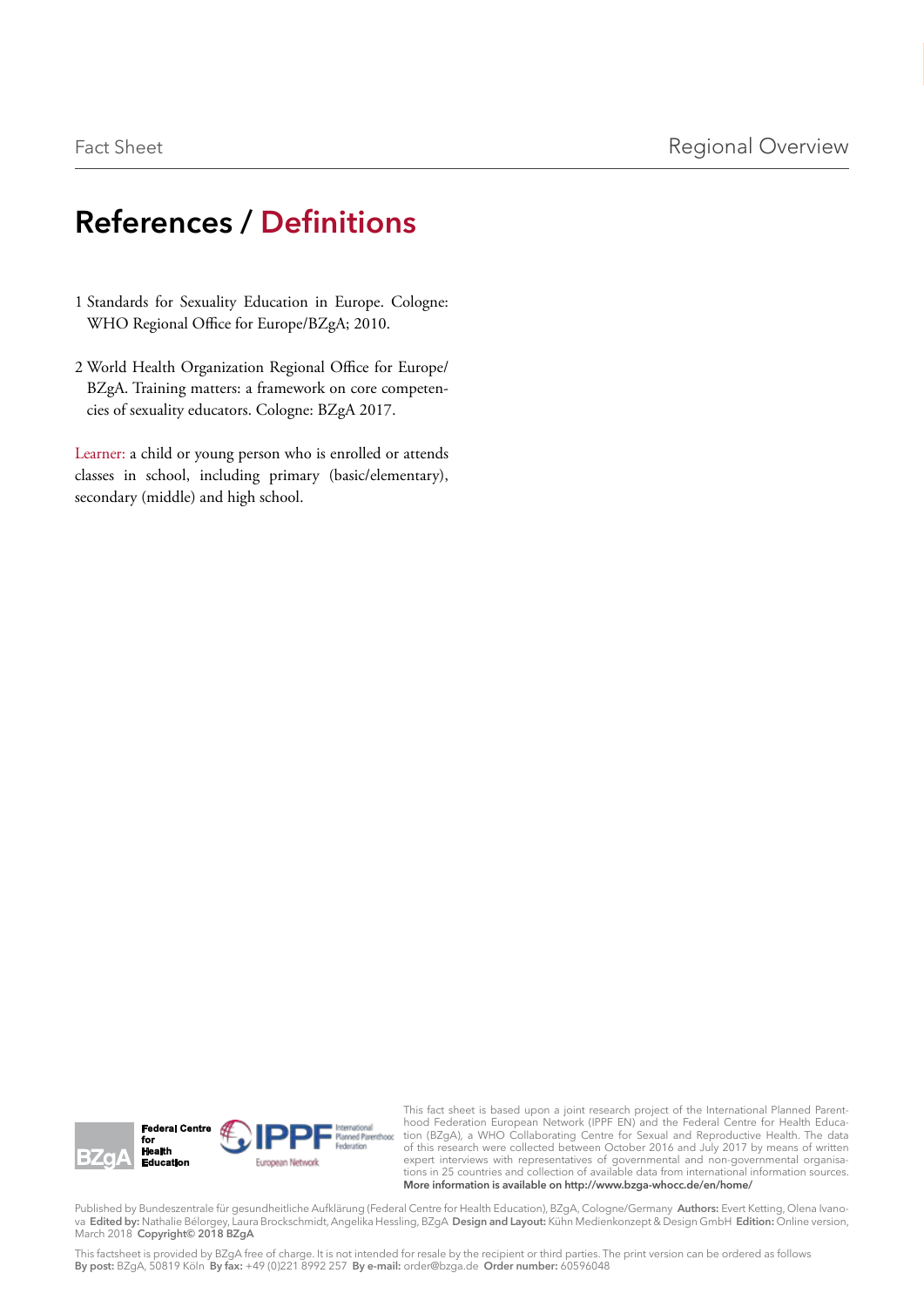# References / Definitions

1 Standards for Sexuality Education in Europe. Cologne: WHO Regional Office for Europe/BZgA; 2010.

2 World Health Organization Regional Office for Europe/ BZgA. Training matters: a framework on core competencies of sexuality educators. Cologne: BZgA 2017.

Learner: a child or young person who is enrolled or attends classes in school, including primary (basic/elementary), secondary (middle) and high school.

Federal Centre for Health Education

This fact sheet is based upon a joint research project of the International Planned Parenthood Federation European Network (IPPF EN) and the Federal Centre for Health Education (BZgA), a WHO Collaborating Centre for Sexual and Reproductive Health. The data of this research were collected between October 2016 and July 2017 by means of written expert interviews with representatives of governmental and non-governmental organisations in 25 countries and collection of available data from international information sources.
**More information is available on http://www.bzga-whocc.de/en/home/**

Published by Bundeszentrale für gesundheitliche Aufklärung (Federal Centre for Health Education), BZgA, Cologne/Germany **Authors:** Evert Ketting, Olena Ivanova **Edited by:** Nathalie Bélorgey, Laura Brockschmidt, Angelika Hessling, BZgA **Design and Layout:** Kühn Medienkonzept & Design GmbH **Edition:** Online version, March 2018 **Copyright© 2018 BZgA**

This factsheet is provided by BZgA free of charge. It is not intended for resale by the recipient or third parties. The print version can be ordered as follows
**By post:** BZgA, 50819 Köln **By fax:** +49 (0)221 8992 257 **By e-mail:** order@bzga.de **Order number:** 60596048